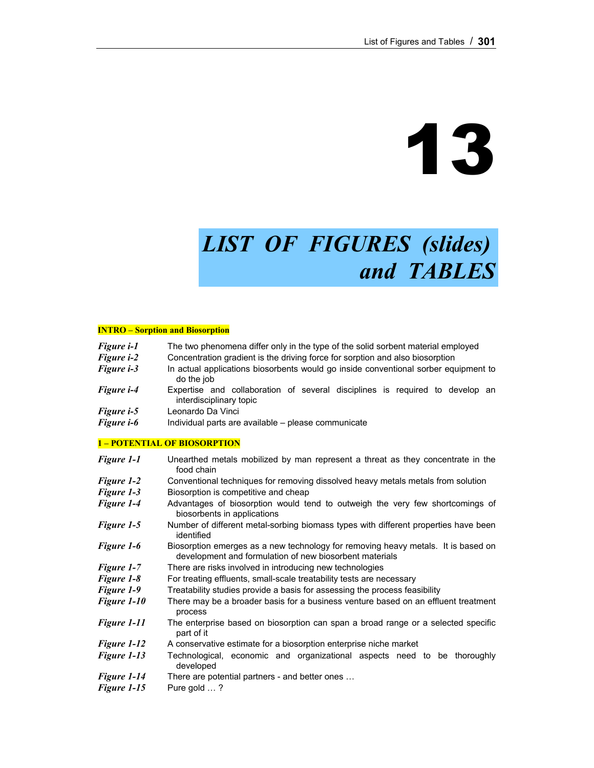# 13

# *LIST OF FIGURES (slides) and TABLES*

## INTRO – Sorption and Biosorption

| | |
|---|---|
| ***Figure i-1*** | The two phenomena differ only in the type of the solid sorbent material employed |
| ***Figure i-2*** | Concentration gradient is the driving force for sorption and also biosorption |
| ***Figure i-3*** | In actual applications biosorbents would go inside conventional sorber equipment to do the job |
| ***Figure i-4*** | Expertise and collaboration of several disciplines is required to develop an interdisciplinary topic |
| ***Figure i-5*** | Leonardo Da Vinci |
| ***Figure i-6*** | Individual parts are available – please communicate |

## 1 – POTENTIAL OF BIOSORPTION

| | |
|---|---|
| ***Figure 1-1*** | Unearthed metals mobilized by man represent a threat as they concentrate in the food chain |
| ***Figure 1-2*** | Conventional techniques for removing dissolved heavy metals metals from solution |
| ***Figure 1-3*** | Biosorption is competitive and cheap |
| ***Figure 1-4*** | Advantages of biosorption would tend to outweigh the very few shortcomings of biosorbents in applications |
| ***Figure 1-5*** | Number of different metal-sorbing biomass types with different properties have been identified |
| ***Figure 1-6*** | Biosorption emerges as a new technology for removing heavy metals. It is based on development and formulation of new biosorbent materials |
| ***Figure 1-7*** | There are risks involved in introducing new technologies |
| ***Figure 1-8*** | For treating effluents, small-scale treatability tests are necessary |
| ***Figure 1-9*** | Treatability studies provide a basis for assessing the process feasibility |
| ***Figure 1-10*** | There may be a broader basis for a business venture based on an effluent treatment process |
| ***Figure 1-11*** | The enterprise based on biosorption can span a broad range or a selected specific part of it |
| ***Figure 1-12*** | A conservative estimate for a biosorption enterprise niche market |
| ***Figure 1-13*** | Technological, economic and organizational aspects need to be thoroughly developed |
| ***Figure 1-14*** | There are potential partners - and better ones … |
| ***Figure 1-15*** | Pure gold … ? |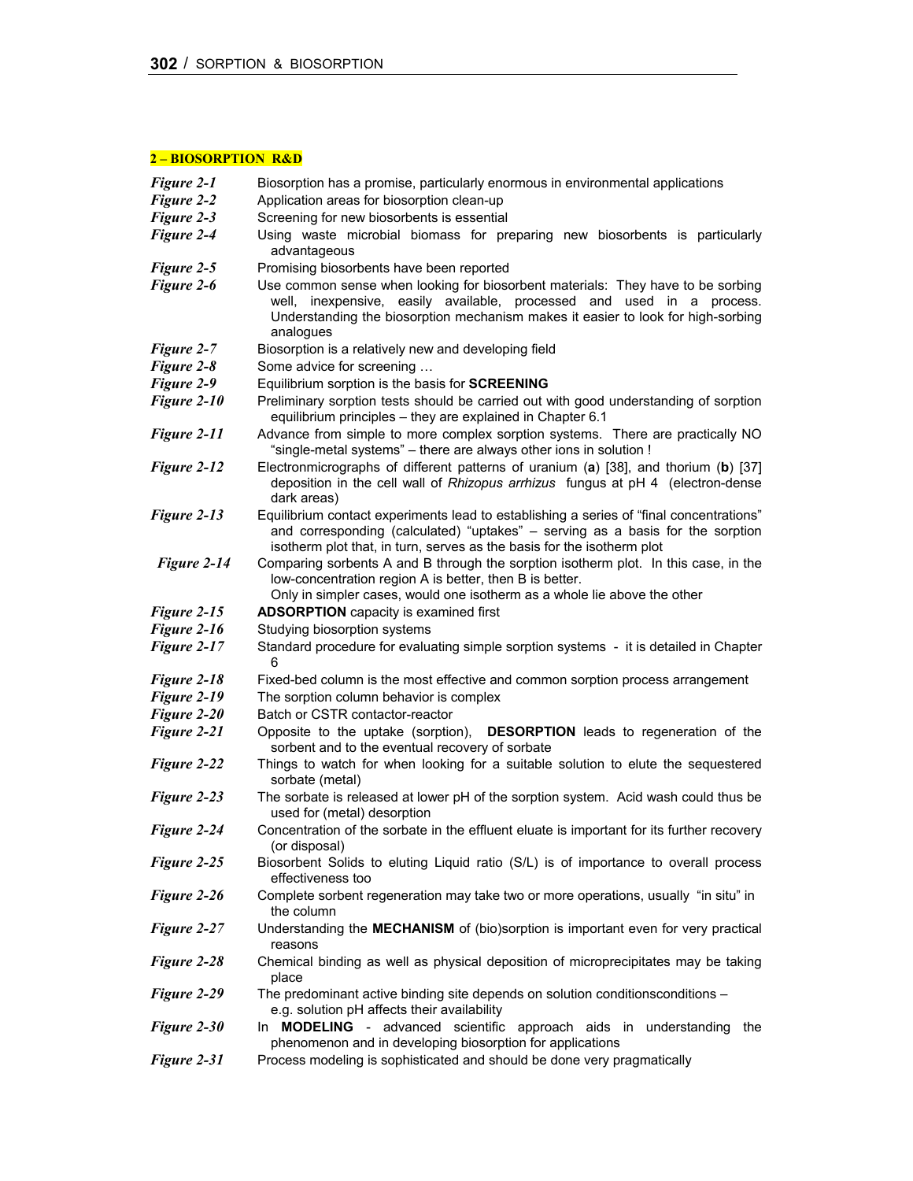## 2 – BIOSORPTION R&D

| | |
|---|---|
| *Figure 2-1* | Biosorption has a promise, particularly enormous in environmental applications |
| *Figure 2-2* | Application areas for biosorption clean-up |
| *Figure 2-3* | Screening for new biosorbents is essential |
| *Figure 2-4* | Using waste microbial biomass for preparing new biosorbents is particularly advantageous |
| *Figure 2-5* | Promising biosorbents have been reported |
| *Figure 2-6* | Use common sense when looking for biosorbent materials: They have to be sorbing well, inexpensive, easily available, processed and used in a process. Understanding the biosorption mechanism makes it easier to look for high-sorbing analogues |
| *Figure 2-7* | Biosorption is a relatively new and developing field |
| *Figure 2-8* | Some advice for screening … |
| *Figure 2-9* | Equilibrium sorption is the basis for **SCREENING** |
| *Figure 2-10* | Preliminary sorption tests should be carried out with good understanding of sorption equilibrium principles – they are explained in Chapter 6.1 |
| *Figure 2-11* | Advance from simple to more complex sorption systems. There are practically NO "single-metal systems" – there are always other ions in solution ! |
| *Figure 2-12* | Electronmicrographs of different patterns of uranium (**a**) [38], and thorium (**b**) [37] deposition in the cell wall of *Rhizopus arrhizus* fungus at pH 4 (electron-dense dark areas) |
| *Figure 2-13* | Equilibrium contact experiments lead to establishing a series of "final concentrations" and corresponding (calculated) "uptakes" – serving as a basis for the sorption isotherm plot that, in turn, serves as the basis for the isotherm plot |
| *Figure 2-14* | Comparing sorbents A and B through the sorption isotherm plot. In this case, in the low-concentration region A is better, then B is better. Only in simpler cases, would one isotherm as a whole lie above the other |
| *Figure 2-15* | **ADSORPTION** capacity is examined first |
| *Figure 2-16* | Studying biosorption systems |
| *Figure 2-17* | Standard procedure for evaluating simple sorption systems - it is detailed in Chapter 6 |
| *Figure 2-18* | Fixed-bed column is the most effective and common sorption process arrangement |
| *Figure 2-19* | The sorption column behavior is complex |
| *Figure 2-20* | Batch or CSTR contactor-reactor |
| *Figure 2-21* | Opposite to the uptake (sorption), **DESORPTION** leads to regeneration of the sorbent and to the eventual recovery of sorbate |
| *Figure 2-22* | Things to watch for when looking for a suitable solution to elute the sequestered sorbate (metal) |
| *Figure 2-23* | The sorbate is released at lower pH of the sorption system. Acid wash could thus be used for (metal) desorption |
| *Figure 2-24* | Concentration of the sorbate in the effluent eluate is important for its further recovery (or disposal) |
| *Figure 2-25* | Biosorbent Solids to eluting Liquid ratio (S/L) is of importance to overall process effectiveness too |
| *Figure 2-26* | Complete sorbent regeneration may take two or more operations, usually "in situ" in the column |
| *Figure 2-27* | Understanding the **MECHANISM** of (bio)sorption is important even for very practical reasons |
| *Figure 2-28* | Chemical binding as well as physical deposition of microprecipitates may be taking place |
| *Figure 2-29* | The predominant active binding site depends on solution conditionsconditions – e.g. solution pH affects their availability |
| *Figure 2-30* | In **MODELING** - advanced scientific approach aids in understanding the phenomenon and in developing biosorption for applications |
| *Figure 2-31* | Process modeling is sophisticated and should be done very pragmatically |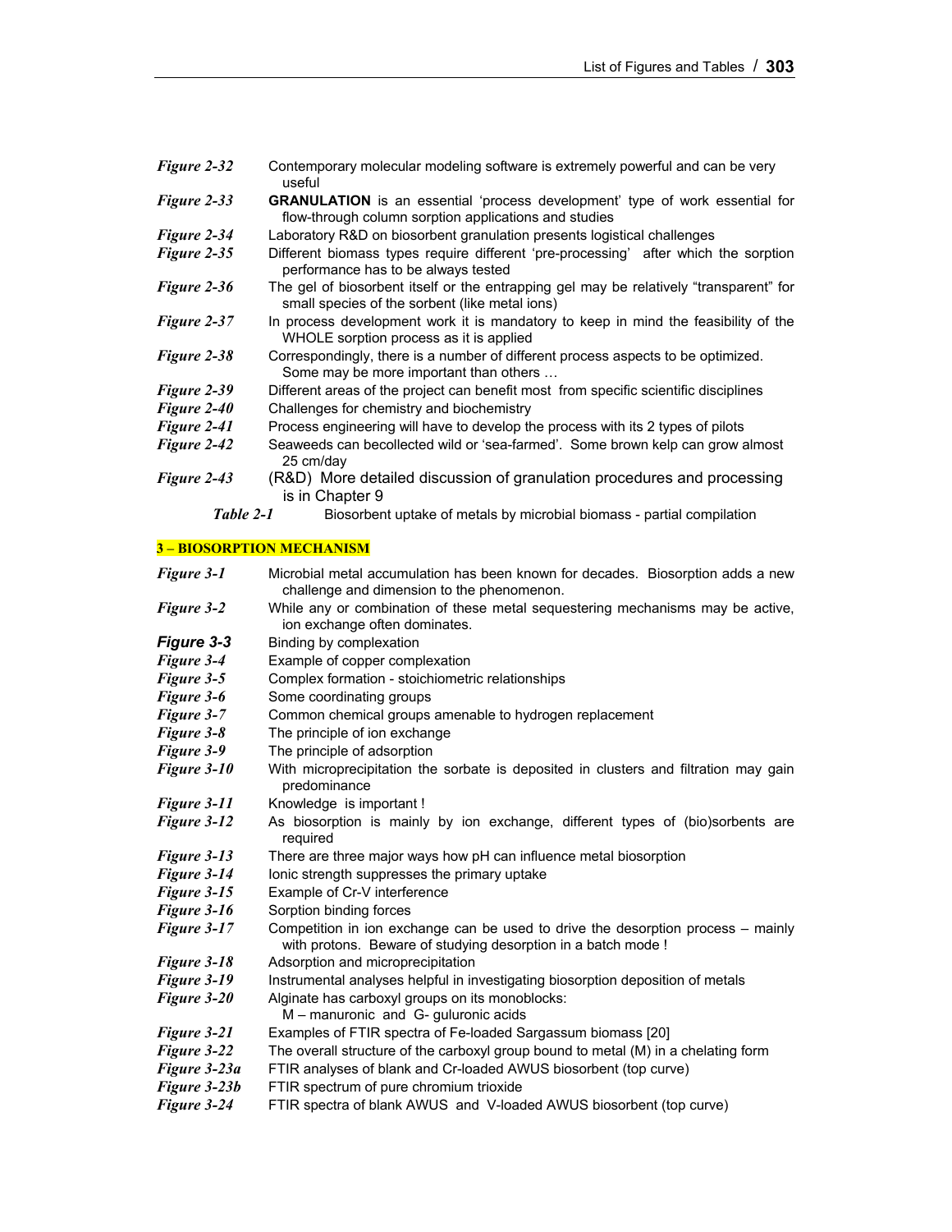| | |
|---|---|
| *Figure 2-32* | Contemporary molecular modeling software is extremely powerful and can be very useful |
| *Figure 2-33* | **GRANULATION** is an essential 'process development' type of work essential for flow-through column sorption applications and studies |
| *Figure 2-34* | Laboratory R&D on biosorbent granulation presents logistical challenges |
| *Figure 2-35* | Different biomass types require different 'pre-processing' after which the sorption performance has to be always tested |
| *Figure 2-36* | The gel of biosorbent itself or the entrapping gel may be relatively "transparent" for small species of the sorbent (like metal ions) |
| *Figure 2-37* | In process development work it is mandatory to keep in mind the feasibility of the WHOLE sorption process as it is applied |
| *Figure 2-38* | Correspondingly, there is a number of different process aspects to be optimized. Some may be more important than others … |
| *Figure 2-39* | Different areas of the project can benefit most from specific scientific disciplines |
| *Figure 2-40* | Challenges for chemistry and biochemistry |
| *Figure 2-41* | Process engineering will have to develop the process with its 2 types of pilots |
| *Figure 2-42* | Seaweeds can becollected wild or 'sea-farmed'. Some brown kelp can grow almost 25 cm/day |
| *Figure 2-43* | (R&D) More detailed discussion of granulation procedures and processing is in Chapter 9 |
| *Table 2-1* | Biosorbent uptake of metals by microbial biomass - partial compilation |

## 3 – BIOSORPTION MECHANISM

| | |
|---|---|
| *Figure 3-1* | Microbial metal accumulation has been known for decades. Biosorption adds a new challenge and dimension to the phenomenon. |
| *Figure 3-2* | While any or combination of these metal sequestering mechanisms may be active, ion exchange often dominates. |
| *Figure 3-3* | Binding by complexation |
| *Figure 3-4* | Example of copper complexation |
| *Figure 3-5* | Complex formation - stoichiometric relationships |
| *Figure 3-6* | Some coordinating groups |
| *Figure 3-7* | Common chemical groups amenable to hydrogen replacement |
| *Figure 3-8* | The principle of ion exchange |
| *Figure 3-9* | The principle of adsorption |
| *Figure 3-10* | With microprecipitation the sorbate is deposited in clusters and filtration may gain predominance |
| *Figure 3-11* | Knowledge is important ! |
| *Figure 3-12* | As biosorption is mainly by ion exchange, different types of (bio)sorbents are required |
| *Figure 3-13* | There are three major ways how pH can influence metal biosorption |
| *Figure 3-14* | Ionic strength suppresses the primary uptake |
| *Figure 3-15* | Example of Cr-V interference |
| *Figure 3-16* | Sorption binding forces |
| *Figure 3-17* | Competition in ion exchange can be used to drive the desorption process – mainly with protons. Beware of studying desorption in a batch mode ! |
| *Figure 3-18* | Adsorption and microprecipitation |
| *Figure 3-19* | Instrumental analyses helpful in investigating biosorption deposition of metals |
| *Figure 3-20* | Alginate has carboxyl groups on its monoblocks: M – manuronic and G- guluronic acids |
| *Figure 3-21* | Examples of FTIR spectra of Fe-loaded Sargassum biomass [20] |
| *Figure 3-22* | The overall structure of the carboxyl group bound to metal (M) in a chelating form |
| *Figure 3-23a* | FTIR analyses of blank and Cr-loaded AWUS biosorbent (top curve) |
| *Figure 3-23b* | FTIR spectrum of pure chromium trioxide |
| *Figure 3-24* | FTIR spectra of blank AWUS and V-loaded AWUS biosorbent (top curve) |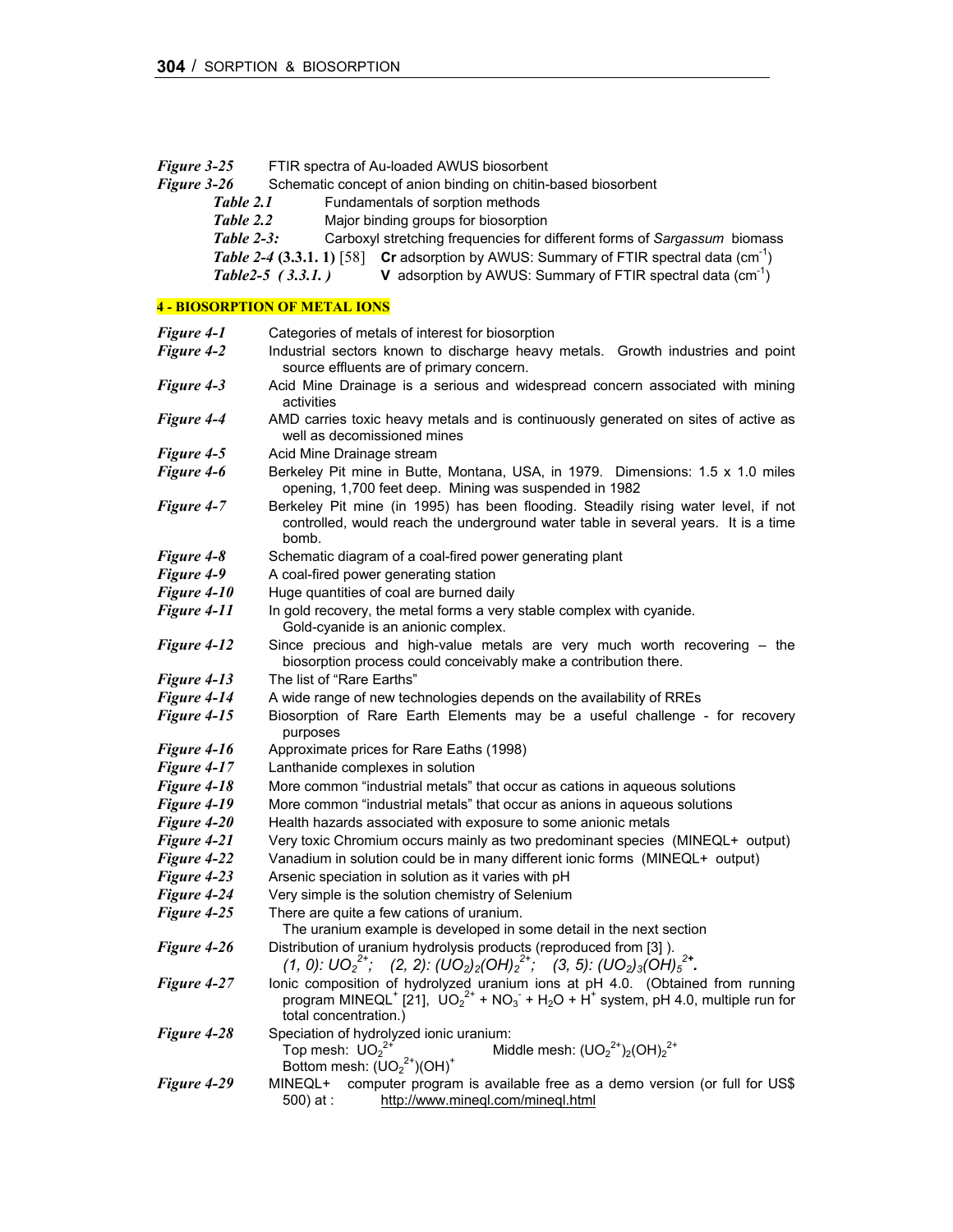*Figure 3-25* FTIR spectra of Au-loaded AWUS biosorbent

*Figure 3-26* Schematic concept of anion binding on chitin-based biosorbent

*Table 2.1* Fundamentals of sorption methods

*Table 2.2* Major binding groups for biosorption

*Table 2-3:* Carboxyl stretching frequencies for different forms of *Sargassum* biomass

*Table 2-4* **(3.3.1. 1)** [58] **Cr** adsorption by AWUS: Summary of FTIR spectral data ($cm^{-1}$)

*Table2-5 ( 3.3.1. )* **V** adsorption by AWUS: Summary of FTIR spectral data ($cm^{-1}$)

## 4 - BIOSORPTION OF METAL IONS

*Figure 4-1* Categories of metals of interest for biosorption

*Figure 4-2* Industrial sectors known to discharge heavy metals. Growth industries and point source effluents are of primary concern.

*Figure 4-3* Acid Mine Drainage is a serious and widespread concern associated with mining activities

*Figure 4-4* AMD carries toxic heavy metals and is continuously generated on sites of active as well as decomissioned mines

*Figure 4-5* Acid Mine Drainage stream

*Figure 4-6* Berkeley Pit mine in Butte, Montana, USA, in 1979. Dimensions: 1.5 x 1.0 miles opening, 1,700 feet deep. Mining was suspended in 1982

*Figure 4-7* Berkeley Pit mine (in 1995) has been flooding. Steadily rising water level, if not controlled, would reach the underground water table in several years. It is a time bomb.

*Figure 4-8* Schematic diagram of a coal-fired power generating plant

*Figure 4-9* A coal-fired power generating station

*Figure 4-10* Huge quantities of coal are burned daily

*Figure 4-11* In gold recovery, the metal forms a very stable complex with cyanide. Gold-cyanide is an anionic complex.

*Figure 4-12* Since precious and high-value metals are very much worth recovering – the biosorption process could conceivably make a contribution there.

*Figure 4-13* The list of "Rare Earths"

*Figure 4-14* A wide range of new technologies depends on the availability of RREs

*Figure 4-15* Biosorption of Rare Earth Elements may be a useful challenge - for recovery purposes

*Figure 4-16* Approximate prices for Rare Eaths (1998)

*Figure 4-17* Lanthanide complexes in solution

*Figure 4-18* More common "industrial metals" that occur as cations in aqueous solutions

*Figure 4-19* More common "industrial metals" that occur as anions in aqueous solutions

*Figure 4-20* Health hazards associated with exposure to some anionic metals

*Figure 4-21* Very toxic Chromium occurs mainly as two predominant species (MINEQL+ output)

*Figure 4-22* Vanadium in solution could be in many different ionic forms (MINEQL+ output)

*Figure 4-23* Arsenic speciation in solution as it varies with pH

*Figure 4-24* Very simple is the solution chemistry of Selenium

*Figure 4-25* There are quite a few cations of uranium. The uranium example is developed in some detail in the next section

*Figure 4-26* Distribution of uranium hydrolysis products (reproduced from [3] ). *(1, 0):* $UO_2^{2+}$; *(2, 2):* $(UO_2)_2(OH)_2^{2+}$; *(3, 5):* $(UO_2)_3(OH)_5^{2+}$.

*Figure 4-27* Ionic composition of hydrolyzed uranium ions at pH 4.0. (Obtained from running program MINEQL$^+$ [21], $UO_2^{2+}$ + $NO_3^-$ + $H_2O$ + $H^+$ system, pH 4.0, multiple run for total concentration.)

*Figure 4-28* Speciation of hydrolyzed ionic uranium: Top mesh: $UO_2^{2+}$ Middle mesh: $(UO_2^{2+})_2(OH)_2^{2+}$ Bottom mesh: $(UO_2^{2+})(OH)^+$

*Figure 4-29* MINEQL+ computer program is available free as a demo version (or full for US$ 500) at : http://www.mineql.com/mineql.html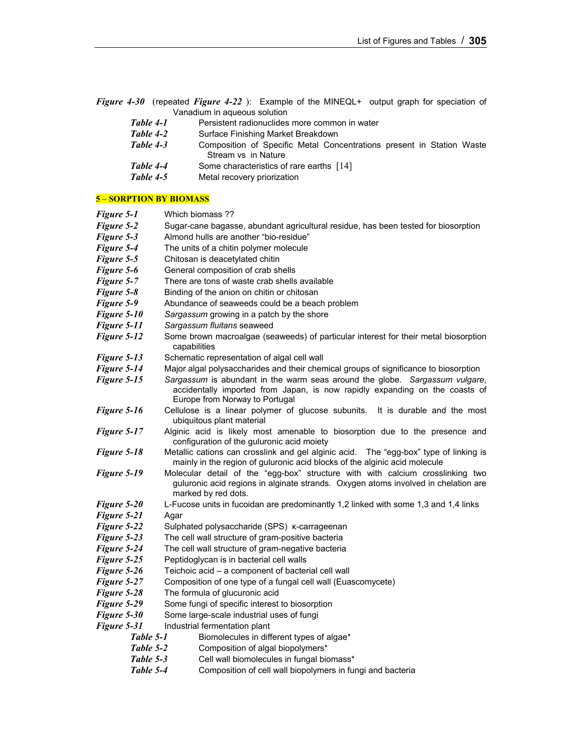*Figure 4-30* (repeated *Figure 4-22* ): Example of the MINEQL+ output graph for speciation of Vanadium in aqueous solution

*Table 4-1* Persistent radionuclides more common in water

*Table 4-2* Surface Finishing Market Breakdown

*Table 4-3* Composition of Specific Metal Concentrations present in Station Waste Stream vs in Nature

*Table 4-4* Some characteristics of rare earths [14]

*Table 4-5* Metal recovery priorization

## 5 – SORPTION BY BIOMASS

*Figure 5-1* Which biomass ??

*Figure 5-2* Sugar-cane bagasse, abundant agricultural residue, has been tested for biosorption

*Figure 5-3* Almond hulls are another "bio-residue"

*Figure 5-4* The units of a chitin polymer molecule

*Figure 5-5* Chitosan is deacetylated chitin

*Figure 5-6* General composition of crab shells

*Figure 5-7* There are tons of waste crab shells available

*Figure 5-8* Binding of the anion on chitin or chitosan

*Figure 5-9* Abundance of seaweeds could be a beach problem

*Figure 5-10* *Sargassum* growing in a patch by the shore

*Figure 5-11* *Sargassum fluitans* seaweed

*Figure 5-12* Some brown macroalgae (seaweeds) of particular interest for their metal biosorption capabilities

*Figure 5-13* Schematic representation of algal cell wall

*Figure 5-14* Major algal polysaccharides and their chemical groups of significance to biosorption

*Figure 5-15* *Sargassum* is abundant in the warm seas around the globe. *Sargassum vulgare*, accidentally imported from Japan, is now rapidly expanding on the coasts of Europe from Norway to Portugal

*Figure 5-16* Cellulose is a linear polymer of glucose subunits. It is durable and the most ubiquitous plant material

*Figure 5-17* Alginic acid is likely most amenable to biosorption due to the presence and configuration of the guluronic acid moiety

*Figure 5-18* Metallic cations can crosslink and gel alginic acid. The "egg-box" type of linking is mainly in the region of guluronic acid blocks of the alginic acid molecule

*Figure 5-19* Molecular detail of the "egg-box" structure with with calcium crosslinking two guluronic acid regions in alginate strands. Oxygen atoms involved in chelation are marked by red dots.

*Figure 5-20* L-Fucose units in fucoidan are predominantly 1,2 linked with some 1,3 and 1,4 links

*Figure 5-21* Agar

*Figure 5-22* Sulphated polysaccharide (SPS) κ-carrageenan

*Figure 5-23* The cell wall structure of gram-positive bacteria

*Figure 5-24* The cell wall structure of gram-negative bacteria

*Figure 5-25* Peptidoglycan is in bacterial cell walls

*Figure 5-26* Teichoic acid – a component of bacterial cell wall

*Figure 5-27* Composition of one type of a fungal cell wall (Euascomycete)

*Figure 5-28* The formula of glucuronic acid

*Figure 5-29* Some fungi of specific interest to biosorption

*Figure 5-30* Some large-scale industrial uses of fungi

*Figure 5-31* Industrial fermentation plant

*Table 5-1* Biomolecules in different types of algae*

*Table 5-2* Composition of algal biopolymers*

*Table 5-3* Cell wall biomolecules in fungal biomass*

*Table 5-4* Composition of cell wall biopolymers in fungi and bacteria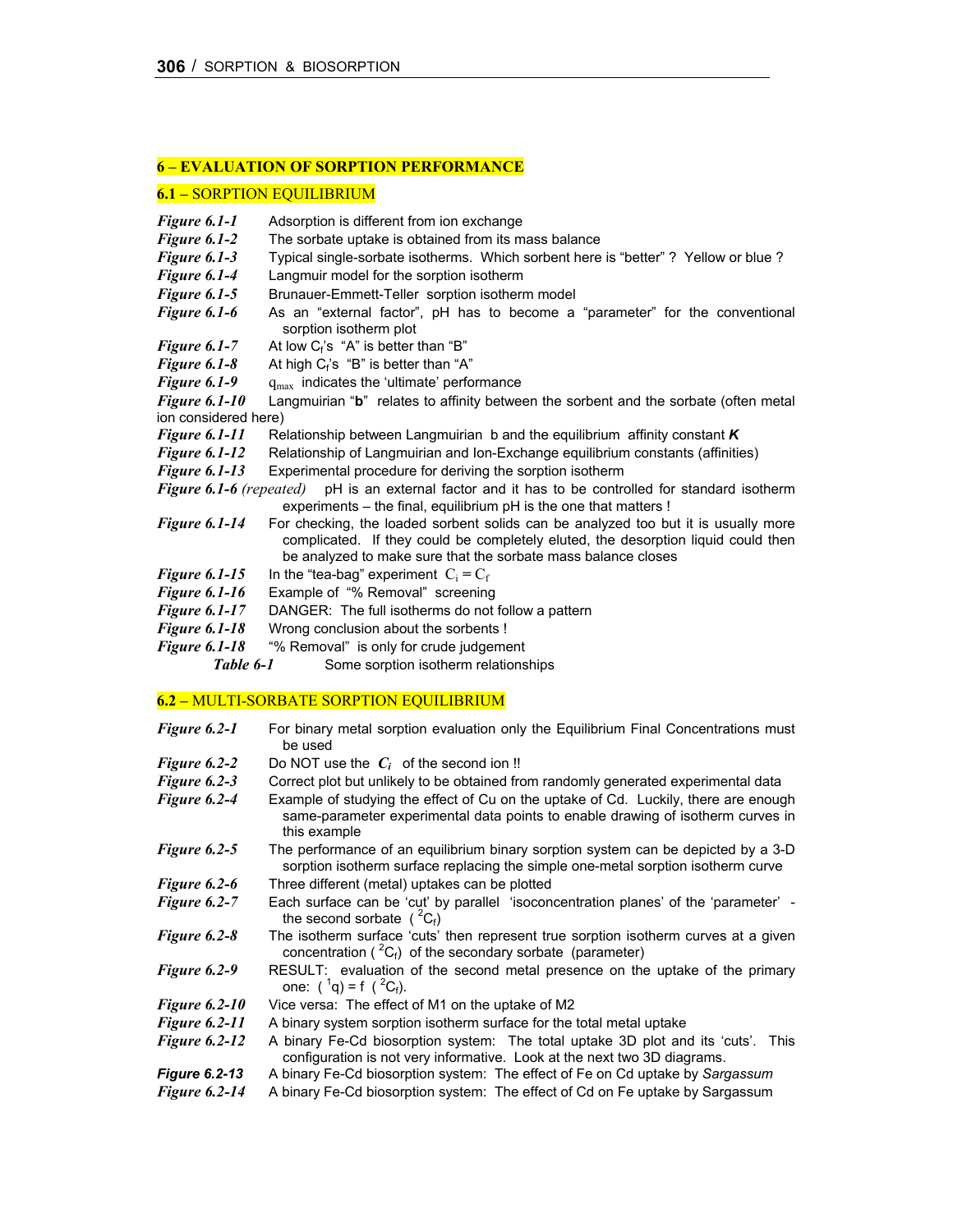## 6 – EVALUATION OF SORPTION PERFORMANCE

### 6.1 – SORPTION EQUILIBRIUM

| | |
|---|---|
| ***Figure 6.1-1*** | Adsorption is different from ion exchange |
| ***Figure 6.1-2*** | The sorbate uptake is obtained from its mass balance |
| ***Figure 6.1-3*** | Typical single-sorbate isotherms. Which sorbent here is "better" ? Yellow or blue ? |
| ***Figure 6.1-4*** | Langmuir model for the sorption isotherm |
| ***Figure 6.1-5*** | Brunauer-Emmett-Teller sorption isotherm model |
| ***Figure 6.1-6*** | As an "external factor", pH has to become a "parameter" for the conventional sorption isotherm plot |
| ***Figure 6.1-7*** | At low $C_f$'s "A" is better than "B" |
| ***Figure 6.1-8*** | At high $C_f$'s "B" is better than "A" |
| ***Figure 6.1-9*** | $q_{max}$ indicates the 'ultimate' performance |
| ***Figure 6.1-10*** | Langmuirian "**b**" relates to affinity between the sorbent and the sorbate (often metal ion considered here) |
| ***Figure 6.1-11*** | Relationship between Langmuirian b and the equilibrium affinity constant ***K*** |
| ***Figure 6.1-12*** | Relationship of Langmuirian and Ion-Exchange equilibrium constants (affinities) |
| ***Figure 6.1-13*** | Experimental procedure for deriving the sorption isotherm |
| ***Figure 6.1-6*** *(repeated)* | pH is an external factor and it has to be controlled for standard isotherm experiments – the final, equilibrium pH is the one that matters ! |
| ***Figure 6.1-14*** | For checking, the loaded sorbent solids can be analyzed too but it is usually more complicated. If they could be completely eluted, the desorption liquid could then be analyzed to make sure that the sorbate mass balance closes |
| ***Figure 6.1-15*** | In the "tea-bag" experiment $C_i = C_f$ |
| ***Figure 6.1-16*** | Example of "% Removal" screening |
| ***Figure 6.1-17*** | DANGER: The full isotherms do not follow a pattern |
| ***Figure 6.1-18*** | Wrong conclusion about the sorbents ! |
| ***Figure 6.1-18*** | "% Removal" is only for crude judgement |
| ***Table 6-1*** | Some sorption isotherm relationships |

### 6.2 – MULTI-SORBATE SORPTION EQUILIBRIUM

| | |
|---|---|
| ***Figure 6.2-1*** | For binary metal sorption evaluation only the Equilibrium Final Concentrations must be used |
| ***Figure 6.2-2*** | Do NOT use the $C_i$ of the second ion !! |
| ***Figure 6.2-3*** | Correct plot but unlikely to be obtained from randomly generated experimental data |
| ***Figure 6.2-4*** | Example of studying the effect of Cu on the uptake of Cd. Luckily, there are enough same-parameter experimental data points to enable drawing of isotherm curves in this example |
| ***Figure 6.2-5*** | The performance of an equilibrium binary sorption system can be depicted by a 3-D sorption isotherm surface replacing the simple one-metal sorption isotherm curve |
| ***Figure 6.2-6*** | Three different (metal) uptakes can be plotted |
| ***Figure 6.2-7*** | Each surface can be 'cut' by parallel 'isoconcentration planes' of the 'parameter' - the second sorbate ( $^2C_f$) |
| ***Figure 6.2-8*** | The isotherm surface 'cuts' then represent true sorption isotherm curves at a given concentration ( $^2C_f$) of the secondary sorbate (parameter) |
| ***Figure 6.2-9*** | RESULT: evaluation of the second metal presence on the uptake of the primary one: ( $^1q$) = f ( $^2C_f$). |
| ***Figure 6.2-10*** | Vice versa: The effect of M1 on the uptake of M2 |
| ***Figure 6.2-11*** | A binary system sorption isotherm surface for the total metal uptake |
| ***Figure 6.2-12*** | A binary Fe-Cd biosorption system: The total uptake 3D plot and its 'cuts'. This configuration is not very informative. Look at the next two 3D diagrams. |
| ***Figure 6.2-13*** | A binary Fe-Cd biosorption system: The effect of Fe on Cd uptake by *Sargassum* |
| ***Figure 6.2-14*** | A binary Fe-Cd biosorption system: The effect of Cd on Fe uptake by Sargassum |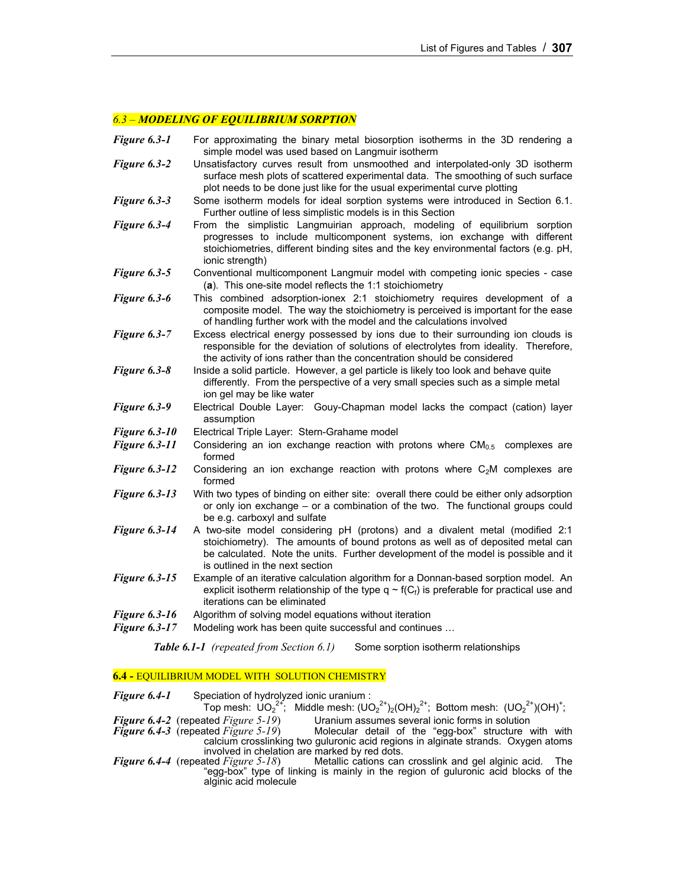## *6.3 – MODELING OF EQUILIBRIUM SORPTION*

***Figure 6.3-1*** For approximating the binary metal biosorption isotherms in the 3D rendering a simple model was used based on Langmuir isotherm

***Figure 6.3-2*** Unsatisfactory curves result from unsmoothed and interpolated-only 3D isotherm surface mesh plots of scattered experimental data. The smoothing of such surface plot needs to be done just like for the usual experimental curve plotting

***Figure 6.3-3*** Some isotherm models for ideal sorption systems were introduced in Section 6.1. Further outline of less simplistic models is in this Section

***Figure 6.3-4*** From the simplistic Langmuirian approach, modeling of equilibrium sorption progresses to include multicomponent systems, ion exchange with different stoichiometries, different binding sites and the key environmental factors (e.g. pH, ionic strength)

***Figure 6.3-5*** Conventional multicomponent Langmuir model with competing ionic species - case (**a**). This one-site model reflects the 1:1 stoichiometry

***Figure 6.3-6*** This combined adsorption-ionex 2:1 stoichiometry requires development of a composite model. The way the stoichiometry is perceived is important for the ease of handling further work with the model and the calculations involved

***Figure 6.3-7*** Excess electrical energy possessed by ions due to their surrounding ion clouds is responsible for the deviation of solutions of electrolytes from ideality. Therefore, the activity of ions rather than the concentration should be considered

***Figure 6.3-8*** Inside a solid particle. However, a gel particle is likely too look and behave quite differently. From the perspective of a very small species such as a simple metal ion gel may be like water

***Figure 6.3-9*** Electrical Double Layer: Gouy-Chapman model lacks the compact (cation) layer assumption

***Figure 6.3-10*** Electrical Triple Layer: Stern-Grahame model

***Figure 6.3-11*** Considering an ion exchange reaction with protons where $CM_{0.5}$ complexes are formed

***Figure 6.3-12*** Considering an ion exchange reaction with protons where $C_2M$ complexes are formed

***Figure 6.3-13*** With two types of binding on either site: overall there could be either only adsorption or only ion exchange – or a combination of the two. The functional groups could be e.g. carboxyl and sulfate

***Figure 6.3-14*** A two-site model considering pH (protons) and a divalent metal (modified 2:1 stoichiometry). The amounts of bound protons as well as of deposited metal can be calculated. Note the units. Further development of the model is possible and it is outlined in the next section

***Figure 6.3-15*** Example of an iterative calculation algorithm for a Donnan-based sorption model. An explicit isotherm relationship of the type $q \sim f(C_f)$ is preferable for practical use and iterations can be eliminated

***Figure 6.3-16*** Algorithm of solving model equations without iteration

***Figure 6.3-17*** Modeling work has been quite successful and continues …

***Table 6.1-1*** *(repeated from Section 6.1)* Some sorption isotherm relationships

## **6.4 -** EQUILIBRIUM MODEL WITH SOLUTION CHEMISTRY

***Figure 6.4-1*** Speciation of hydrolyzed ionic uranium : Top mesh: $UO_2^{2+}$; Middle mesh: $(UO_2^{2+})_2(OH)_2^{2+}$; Bottom mesh: $(UO_2^{2+})(OH)^{+}$;

***Figure 6.4-2*** (repeated *Figure 5-19*) Uranium assumes several ionic forms in solution

***Figure 6.4-3*** (repeated *Figure 5-19*) Molecular detail of the "egg-box" structure with with calcium crosslinking two guluronic acid regions in alginate strands. Oxygen atoms involved in chelation are marked by red dots.

***Figure 6.4-4*** (repeated *Figure 5-18*) Metallic cations can crosslink and gel alginic acid. The "egg-box" type of linking is mainly in the region of guluronic acid blocks of the alginic acid molecule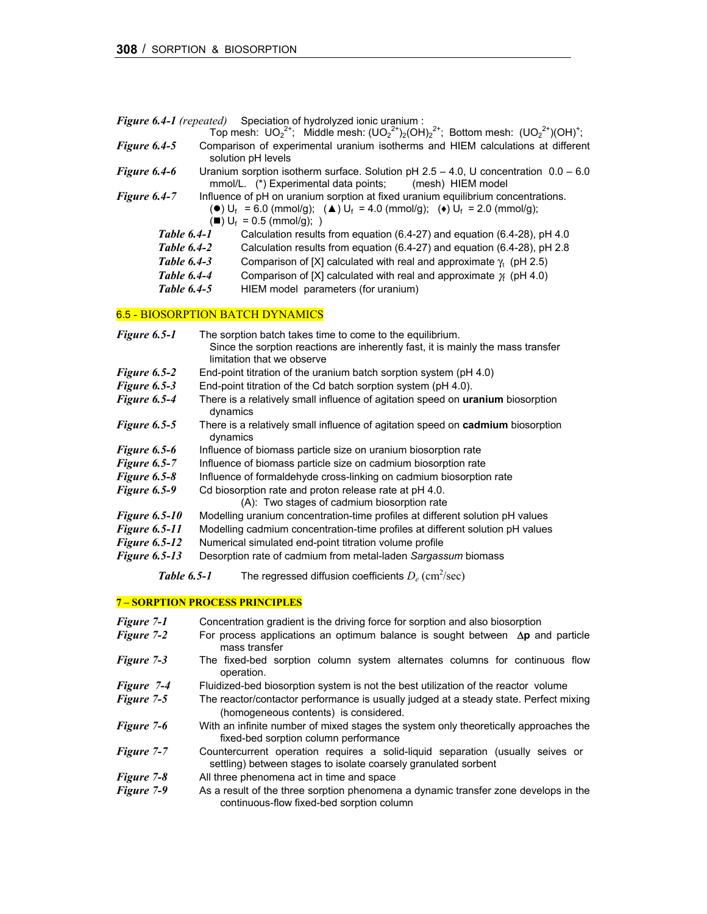*Figure 6.4-1 (repeated)* Speciation of hydrolyzed ionic uranium :
Top mesh: $UO_2^{2+}$; Middle mesh: $(UO_2^{2+})_2(OH)_2^{2+}$; Bottom mesh: $(UO_2^{2+})(OH)^+$;

*Figure 6.4-5* Comparison of experimental uranium isotherms and HIEM calculations at different solution pH levels

*Figure 6.4-6* Uranium sorption isotherm surface. Solution pH 2.5 – 4.0, U concentration 0.0 – 6.0 mmol/L. (*) Experimental data points; (mesh) HIEM model

*Figure 6.4-7* Influence of pH on uranium sorption at fixed uranium equilibrium concentrations.
(●) $U_f$ = 6.0 (mmol/g); (▲) $U_f$ = 4.0 (mmol/g); (♦) $U_f$ = 2.0 (mmol/g);
(■) $U_f$ = 0.5 (mmol/g); )

*Table 6.4-1* Calculation results from equation (6.4-27) and equation (6.4-28), pH 4.0

*Table 6.4-2* Calculation results from equation (6.4-27) and equation (6.4-28), pH 2.8

*Table 6.4-3* Comparison of [X] calculated with real and approximate $\gamma_t$ (pH 2.5)

*Table 6.4-4* Comparison of [X] calculated with real and approximate $\gamma_t$ (pH 4.0)

*Table 6.4-5* HIEM model parameters (for uranium)

## 6.5 - BIOSORPTION BATCH DYNAMICS

*Figure 6.5-1* The sorption batch takes time to come to the equilibrium.
Since the sorption reactions are inherently fast, it is mainly the mass transfer limitation that we observe

*Figure 6.5-2* End-point titration of the uranium batch sorption system (pH 4.0)

*Figure 6.5-3* End-point titration of the Cd batch sorption system (pH 4.0).

*Figure 6.5-4* There is a relatively small influence of agitation speed on **uranium** biosorption dynamics

*Figure 6.5-5* There is a relatively small influence of agitation speed on **cadmium** biosorption dynamics

*Figure 6.5-6* Influence of biomass particle size on uranium biosorption rate

*Figure 6.5-7* Influence of biomass particle size on cadmium biosorption rate

*Figure 6.5-8* Influence of formaldehyde cross-linking on cadmium biosorption rate

*Figure 6.5-9* Cd biosorption rate and proton release rate at pH 4.0.
(A): Two stages of cadmium biosorption rate

*Figure 6.5-10* Modelling uranium concentration-time profiles at different solution pH values

*Figure 6.5-11* Modelling cadmium concentration-time profiles at different solution pH values

*Figure 6.5-12* Numerical simulated end-point titration volume profile

*Figure 6.5-13* Desorption rate of cadmium from metal-laden *Sargassum* biomass

*Table 6.5-1* The regressed diffusion coefficients $D_e$ (cm$^2$/sec)

## 7 – SORPTION PROCESS PRINCIPLES

*Figure 7-1* Concentration gradient is the driving force for sorption and also biosorption

*Figure 7-2* For process applications an optimum balance is sought between **Δp** and particle mass transfer

*Figure 7-3* The fixed-bed sorption column system alternates columns for continuous flow operation.

*Figure 7-4* Fluidized-bed biosorption system is not the best utilization of the reactor volume

*Figure 7-5* The reactor/contactor performance is usually judged at a steady state. Perfect mixing (homogeneous contents) is considered.

*Figure 7-6* With an infinite number of mixed stages the system only theoretically approaches the fixed-bed sorption column performance

*Figure 7-7* Countercurrent operation requires a solid-liquid separation (usually seives or settling) between stages to isolate coarsely granulated sorbent

*Figure 7-8* All three phenomena act in time and space

*Figure 7-9* As a result of the three sorption phenomena a dynamic transfer zone develops in the continuous-flow fixed-bed sorption column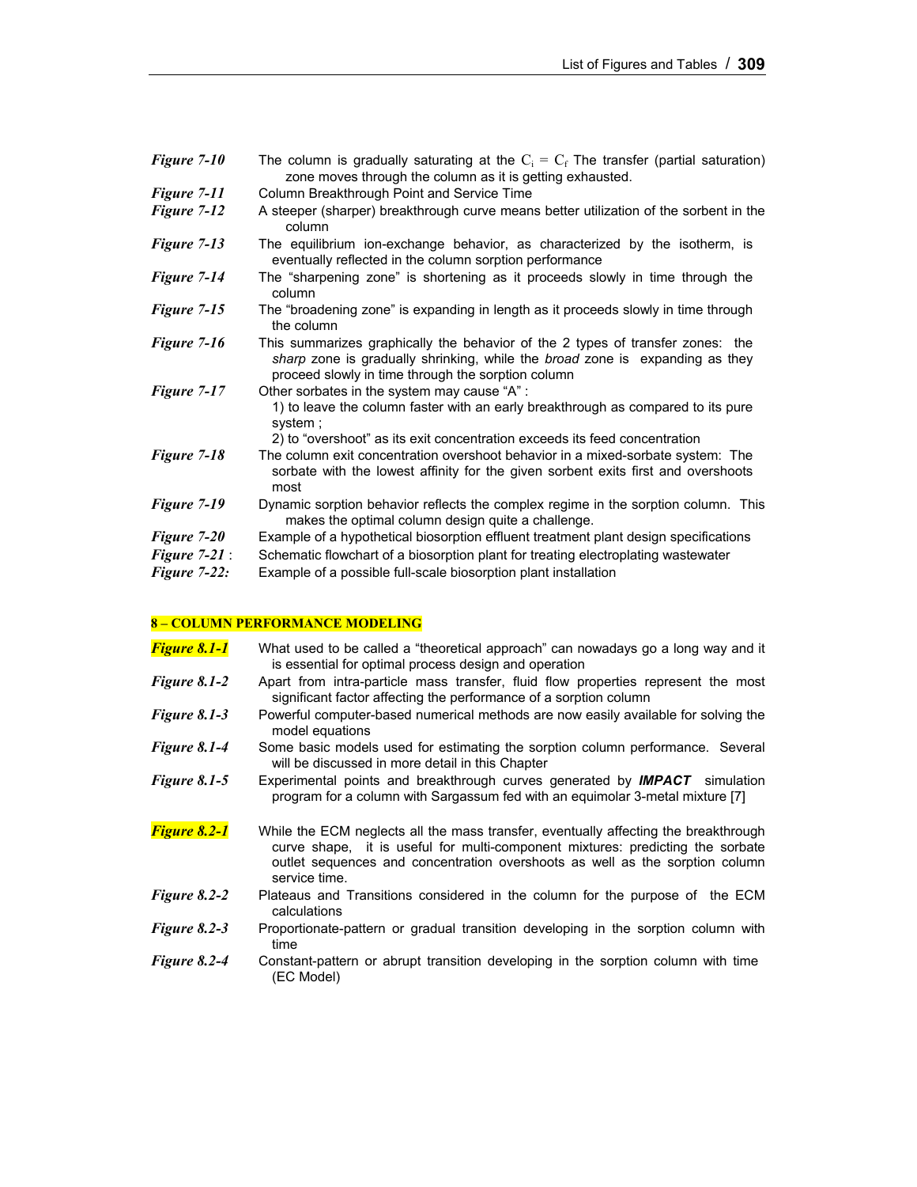| | |
|---|---|
| ***Figure 7-10*** | The column is gradually saturating at the $C_i = C_f$ The transfer (partial saturation) zone moves through the column as it is getting exhausted. |
| ***Figure 7-11*** | Column Breakthrough Point and Service Time |
| ***Figure 7-12*** | A steeper (sharper) breakthrough curve means better utilization of the sorbent in the column |
| ***Figure 7-13*** | The equilibrium ion-exchange behavior, as characterized by the isotherm, is eventually reflected in the column sorption performance |
| ***Figure 7-14*** | The "sharpening zone" is shortening as it proceeds slowly in time through the column |
| ***Figure 7-15*** | The "broadening zone" is expanding in length as it proceeds slowly in time through the column |
| ***Figure 7-16*** | This summarizes graphically the behavior of the 2 types of transfer zones: the *sharp* zone is gradually shrinking, while the *broad* zone is expanding as they proceed slowly in time through the sorption column |
| ***Figure 7-17*** | Other sorbates in the system may cause "A" : 1) to leave the column faster with an early breakthrough as compared to its pure system ; 2) to "overshoot" as its exit concentration exceeds its feed concentration |
| ***Figure 7-18*** | The column exit concentration overshoot behavior in a mixed-sorbate system: The sorbate with the lowest affinity for the given sorbent exits first and overshoots most |
| ***Figure 7-19*** | Dynamic sorption behavior reflects the complex regime in the sorption column. This makes the optimal column design quite a challenge. |
| ***Figure 7-20*** | Example of a hypothetical biosorption effluent treatment plant design specifications |
| ***Figure 7-21*** : | Schematic flowchart of a biosorption plant for treating electroplating wastewater |
| ***Figure 7-22:*** | Example of a possible full-scale biosorption plant installation |

**8 – COLUMN PERFORMANCE MODELING**

| | |
|---|---|
| ***Figure 8.1-1*** | What used to be called a "theoretical approach" can nowadays go a long way and it is essential for optimal process design and operation |
| ***Figure 8.1-2*** | Apart from intra-particle mass transfer, fluid flow properties represent the most significant factor affecting the performance of a sorption column |
| ***Figure 8.1-3*** | Powerful computer-based numerical methods are now easily available for solving the model equations |
| ***Figure 8.1-4*** | Some basic models used for estimating the sorption column performance. Several will be discussed in more detail in this Chapter |
| ***Figure 8.1-5*** | Experimental points and breakthrough curves generated by ***IMPACT*** simulation program for a column with Sargassum fed with an equimolar 3-metal mixture [7] |
| ***Figure 8.2-1*** | While the ECM neglects all the mass transfer, eventually affecting the breakthrough curve shape, it is useful for multi-component mixtures: predicting the sorbate outlet sequences and concentration overshoots as well as the sorption column service time. |
| ***Figure 8.2-2*** | Plateaus and Transitions considered in the column for the purpose of the ECM calculations |
| ***Figure 8.2-3*** | Proportionate-pattern or gradual transition developing in the sorption column with time |
| ***Figure 8.2-4*** | Constant-pattern or abrupt transition developing in the sorption column with time (EC Model) |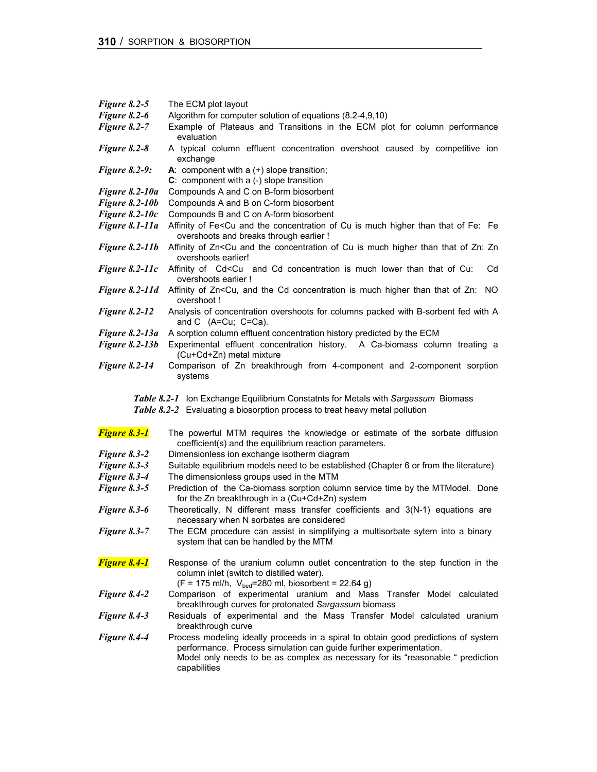***Figure 8.2-5*** The ECM plot layout

***Figure 8.2-6*** Algorithm for computer solution of equations (8.2-4,9,10)

***Figure 8.2-7*** Example of Plateaus and Transitions in the ECM plot for column performance evaluation

***Figure 8.2-8*** A typical column effluent concentration overshoot caused by competitive ion exchange

***Figure 8.2-9:*** **A**: component with a (+) slope transition; **C**: component with a (-) slope transition

***Figure 8.2-10a*** Compounds A and C on B-form biosorbent

***Figure 8.2-10b*** Compounds A and B on C-form biosorbent

***Figure 8.2-10c*** Compounds B and C on A-form biosorbent

***Figure 8.1-11a*** Affinity of Fe<Cu and the concentration of Cu is much higher than that of Fe: Fe overshoots and breaks through earlier !

***Figure 8.2-11b*** Affinity of Zn<Cu and the concentration of Cu is much higher than that of Zn: Zn overshoots earlier!

***Figure 8.2-11c*** Affinity of Cd<Cu and Cd concentration is much lower than that of Cu: Cd overshoots earlier !

***Figure 8.2-11d*** Affinity of Zn<Cu, and the Cd concentration is much higher than that of Zn: NO overshoot !

***Figure 8.2-12*** Analysis of concentration overshoots for columns packed with B-sorbent fed with A and C (A=Cu; C=Ca).

***Figure 8.2-13a*** A sorption column effluent concentration history predicted by the ECM

***Figure 8.2-13b*** Experimental effluent concentration history. A Ca-biomass column treating a (Cu+Cd+Zn) metal mixture

***Figure 8.2-14*** Comparison of Zn breakthrough from 4-component and 2-component sorption systems

***Table 8.2-1*** Ion Exchange Equilibrium Constatnts for Metals with *Sargassum* Biomass

***Table 8.2-2*** Evaluating a biosorption process to treat heavy metal pollution

***Figure 8.3-1*** The powerful MTM requires the knowledge or estimate of the sorbate diffusion coefficient(s) and the equilibrium reaction parameters.

***Figure 8.3-2*** Dimensionless ion exchange isotherm diagram

***Figure 8.3-3*** Suitable equilibrium models need to be established (Chapter 6 or from the literature)

***Figure 8.3-4*** The dimensionless groups used in the MTM

***Figure 8.3-5*** Prediction of the Ca-biomass sorption column service time by the MTModel. Done for the Zn breakthrough in a (Cu+Cd+Zn) system

***Figure 8.3-6*** Theoretically, N different mass transfer coefficients and 3(N-1) equations are necessary when N sorbates are considered

***Figure 8.3-7*** The ECM procedure can assist in simplifying a multisorbate sytem into a binary system that can be handled by the MTM

***Figure 8.4-1*** Response of the uranium column outlet concentration to the step function in the column inlet (switch to distilled water). (F = 175 ml/h, $V_{bed}$=280 ml, biosorbent = 22.64 g)

***Figure 8.4-2*** Comparison of experimental uranium and Mass Transfer Model calculated breakthrough curves for protonated *Sargassum* biomass

***Figure 8.4-3*** Residuals of experimental and the Mass Transfer Model calculated uranium breakthrough curve

***Figure 8.4-4*** Process modeling ideally proceeds in a spiral to obtain good predictions of system performance. Process simulation can guide further experimentation. Model only needs to be as complex as necessary for its "reasonable " prediction capabilities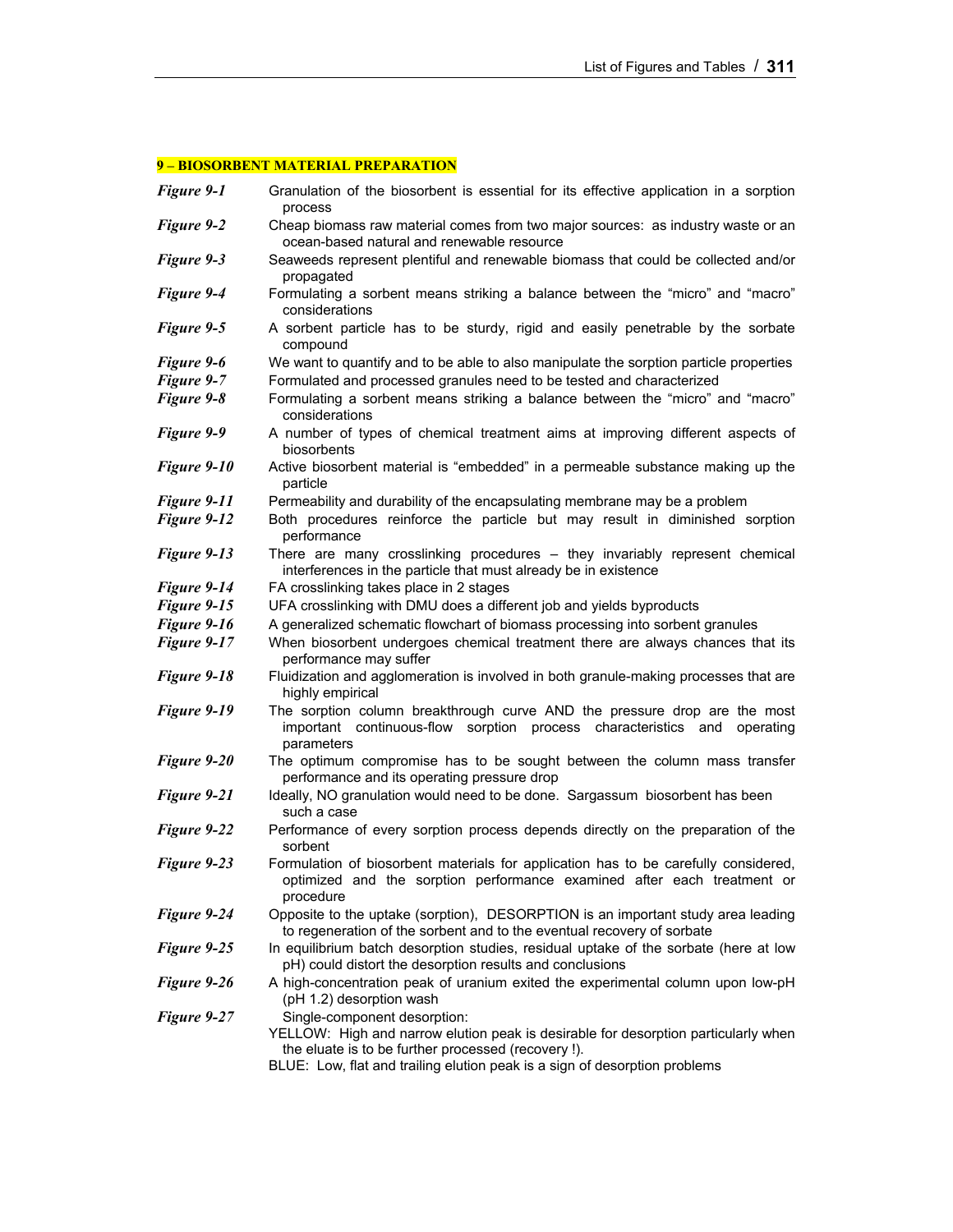## 9 – BIOSORBENT MATERIAL PREPARATION

| | |
|---|---|
| *Figure 9-1* | Granulation of the biosorbent is essential for its effective application in a sorption process |
| *Figure 9-2* | Cheap biomass raw material comes from two major sources: as industry waste or an ocean-based natural and renewable resource |
| *Figure 9-3* | Seaweeds represent plentiful and renewable biomass that could be collected and/or propagated |
| *Figure 9-4* | Formulating a sorbent means striking a balance between the "micro" and "macro" considerations |
| *Figure 9-5* | A sorbent particle has to be sturdy, rigid and easily penetrable by the sorbate compound |
| *Figure 9-6* | We want to quantify and to be able to also manipulate the sorption particle properties |
| *Figure 9-7* | Formulated and processed granules need to be tested and characterized |
| *Figure 9-8* | Formulating a sorbent means striking a balance between the "micro" and "macro" considerations |
| *Figure 9-9* | A number of types of chemical treatment aims at improving different aspects of biosorbents |
| *Figure 9-10* | Active biosorbent material is "embedded" in a permeable substance making up the particle |
| *Figure 9-11* | Permeability and durability of the encapsulating membrane may be a problem |
| *Figure 9-12* | Both procedures reinforce the particle but may result in diminished sorption performance |
| *Figure 9-13* | There are many crosslinking procedures – they invariably represent chemical interferences in the particle that must already be in existence |
| *Figure 9-14* | FA crosslinking takes place in 2 stages |
| *Figure 9-15* | UFA crosslinking with DMU does a different job and yields byproducts |
| *Figure 9-16* | A generalized schematic flowchart of biomass processing into sorbent granules |
| *Figure 9-17* | When biosorbent undergoes chemical treatment there are always chances that its performance may suffer |
| *Figure 9-18* | Fluidization and agglomeration is involved in both granule-making processes that are highly empirical |
| *Figure 9-19* | The sorption column breakthrough curve AND the pressure drop are the most important continuous-flow sorption process characteristics and operating parameters |
| *Figure 9-20* | The optimum compromise has to be sought between the column mass transfer performance and its operating pressure drop |
| *Figure 9-21* | Ideally, NO granulation would need to be done. Sargassum biosorbent has been such a case |
| *Figure 9-22* | Performance of every sorption process depends directly on the preparation of the sorbent |
| *Figure 9-23* | Formulation of biosorbent materials for application has to be carefully considered, optimized and the sorption performance examined after each treatment or procedure |
| *Figure 9-24* | Opposite to the uptake (sorption), DESORPTION is an important study area leading to regeneration of the sorbent and to the eventual recovery of sorbate |
| *Figure 9-25* | In equilibrium batch desorption studies, residual uptake of the sorbate (here at low pH) could distort the desorption results and conclusions |
| *Figure 9-26* | A high-concentration peak of uranium exited the experimental column upon low-pH (pH 1.2) desorption wash |
| *Figure 9-27* | Single-component desorption: YELLOW: High and narrow elution peak is desirable for desorption particularly when the eluate is to be further processed (recovery !). BLUE: Low, flat and trailing elution peak is a sign of desorption problems |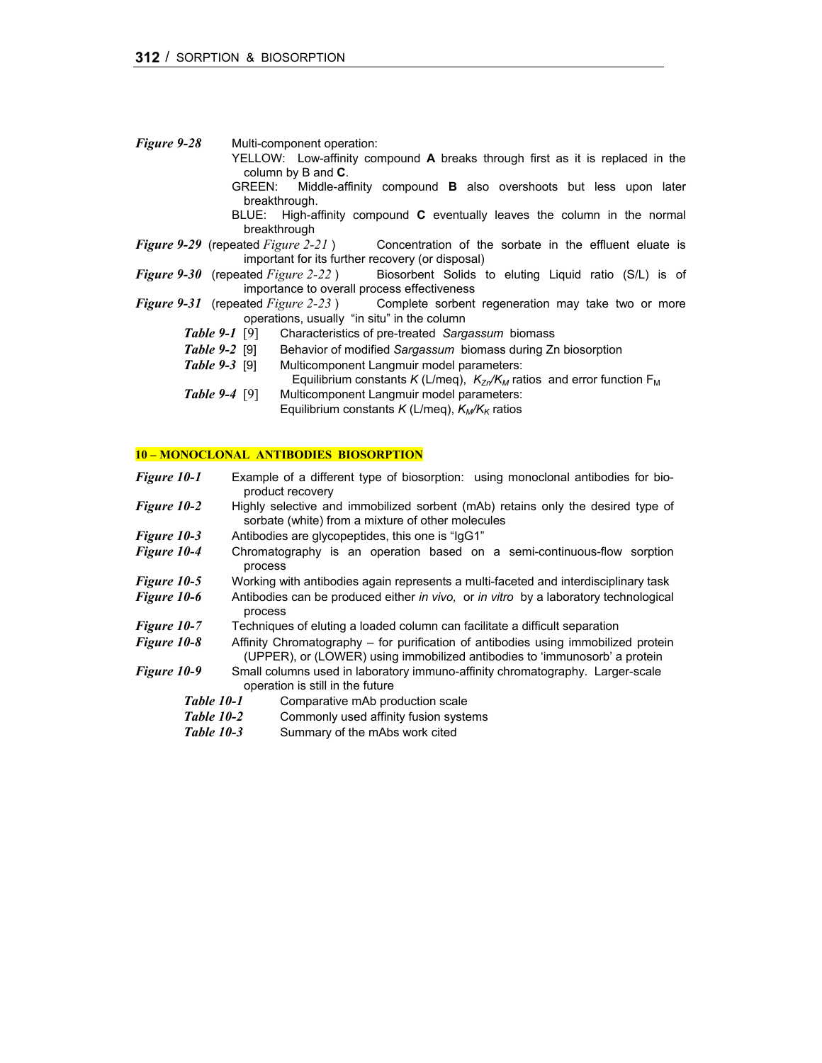*Figure 9-28* Multi-component operation:
YELLOW: Low-affinity compound **A** breaks through first as it is replaced in the column by B and **C**.
GREEN: Middle-affinity compound **B** also overshoots but less upon later breakthrough.
BLUE: High-affinity compound **C** eventually leaves the column in the normal breakthrough

*Figure 9-29* (repeated *Figure 2-21* ) Concentration of the sorbate in the effluent eluate is important for its further recovery (or disposal)

*Figure 9-30* (repeated *Figure 2-22* ) Biosorbent Solids to eluting Liquid ratio (S/L) is of importance to overall process effectiveness

*Figure 9-31* (repeated *Figure 2-23* ) Complete sorbent regeneration may take two or more operations, usually "in situ" in the column

*Table 9-1* [9] Characteristics of pre-treated *Sargassum* biomass

*Table 9-2* [9] Behavior of modified *Sargassum* biomass during Zn biosorption

*Table 9-3* [9] Multicomponent Langmuir model parameters: Equilibrium constants $K$ (L/meq), $K_{Zn}/K_M$ ratios and error function $F_M$

*Table 9-4* [9] Multicomponent Langmuir model parameters: Equilibrium constants $K$ (L/meq), $K_M/K_K$ ratios

## 10 – MONOCLONAL ANTIBODIES BIOSORPTION

*Figure 10-1* Example of a different type of biosorption: using monoclonal antibodies for bio-product recovery

*Figure 10-2* Highly selective and immobilized sorbent (mAb) retains only the desired type of sorbate (white) from a mixture of other molecules

*Figure 10-3* Antibodies are glycopeptides, this one is "IgG1"

*Figure 10-4* Chromatography is an operation based on a semi-continuous-flow sorption process

*Figure 10-5* Working with antibodies again represents a multi-faceted and interdisciplinary task

*Figure 10-6* Antibodies can be produced either *in vivo,* or *in vitro* by a laboratory technological process

*Figure 10-7* Techniques of eluting a loaded column can facilitate a difficult separation

*Figure 10-8* Affinity Chromatography – for purification of antibodies using immobilized protein (UPPER), or (LOWER) using immobilized antibodies to 'immunosorb' a protein

*Figure 10-9* Small columns used in laboratory immuno-affinity chromatography. Larger-scale operation is still in the future

*Table 10-1* Comparative mAb production scale

*Table 10-2* Commonly used affinity fusion systems

*Table 10-3* Summary of the mAbs work cited